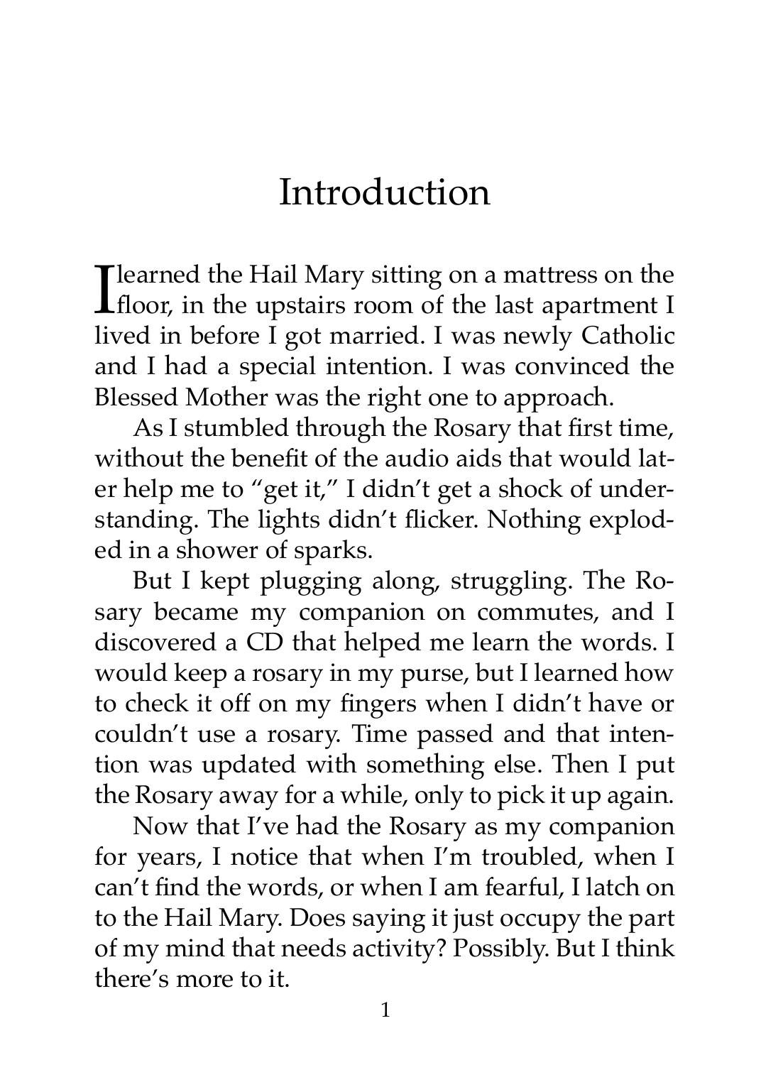# Introduction

I learned the Hail Mary sitting on a mattress on the floor, in the upstairs room of the last apartment I lived in before I got married. I was newly Catholic and I had a special intention. I was convinced the Blessed Mother was the right one to approach.

As I stumbled through the Rosary that first time, without the benefit of the audio aids that would later help me to "get it," I didn't get a shock of understanding. The lights didn't flicker. Nothing exploded in a shower of sparks.

But I kept plugging along, struggling. The Rosary became my companion on commutes, and I discovered a CD that helped me learn the words. I would keep a rosary in my purse, but I learned how to check it off on my fingers when I didn't have or couldn't use a rosary. Time passed and that intention was updated with something else. Then I put the Rosary away for a while, only to pick it up again.

Now that I've had the Rosary as my companion for years, I notice that when I'm troubled, when I can't find the words, or when I am fearful, I latch on to the Hail Mary. Does saying it just occupy the part of my mind that needs activity? Possibly. But I think there's more to it.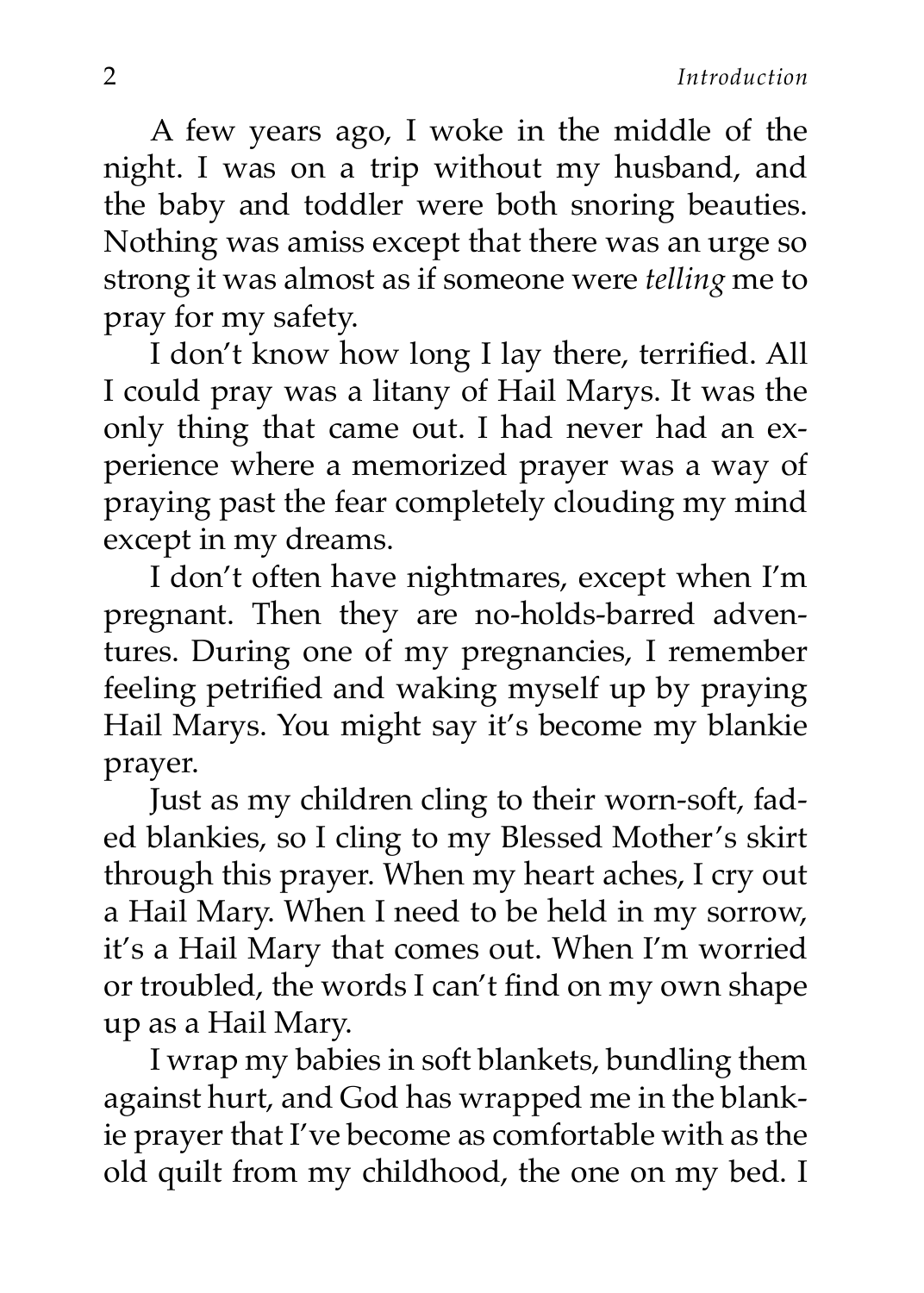A few years ago, I woke in the middle of the night. I was on a trip without my husband, and the baby and toddler were both snoring beauties. Nothing was amiss except that there was an urge so strong it was almost as if someone were *telling* me to pray for my safety.

I don't know how long I lay there, terrified. All I could pray was a litany of Hail Marys. It was the only thing that came out. I had never had an experience where a memorized prayer was a way of praying past the fear completely clouding my mind except in my dreams.

I don't often have nightmares, except when I'm pregnant. Then they are no-holds-barred adventures. During one of my pregnancies, I remember feeling petrified and waking myself up by praying Hail Marys. You might say it's become my blankie prayer.

Just as my children cling to their worn-soft, faded blankies, so I cling to my Blessed Mother's skirt through this prayer. When my heart aches, I cry out a Hail Mary. When I need to be held in my sorrow, it's a Hail Mary that comes out. When I'm worried or troubled, the words I can't find on my own shape up as a Hail Mary.

I wrap my babies in soft blankets, bundling them against hurt, and God has wrapped me in the blankie prayer that I've become as comfortable with as the old quilt from my childhood, the one on my bed. I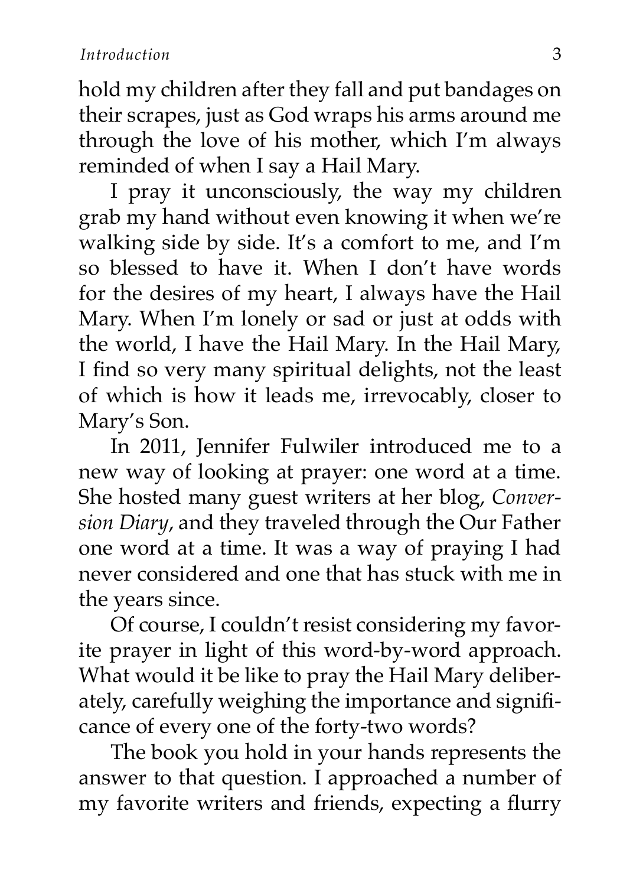hold my children after they fall and put bandages on their scrapes, just as God wraps his arms around me through the love of his mother, which I'm always reminded of when I say a Hail Mary.

I pray it unconsciously, the way my children grab my hand without even knowing it when we're walking side by side. It's a comfort to me, and I'm so blessed to have it. When I don't have words for the desires of my heart, I always have the Hail Mary. When I'm lonely or sad or just at odds with the world, I have the Hail Mary. In the Hail Mary, I find so very many spiritual delights, not the least of which is how it leads me, irrevocably, closer to Mary's Son.

In 2011, Jennifer Fulwiler introduced me to a new way of looking at prayer: one word at a time. She hosted many guest writers at her blog, *Conversion Diary*, and they traveled through the Our Father one word at a time. It was a way of praying I had never considered and one that has stuck with me in the years since.

Of course, I couldn't resist considering my favorite prayer in light of this word-by-word approach. What would it be like to pray the Hail Mary deliberately, carefully weighing the importance and significance of every one of the forty-two words?

The book you hold in your hands represents the answer to that question. I approached a number of my favorite writers and friends, expecting a flurry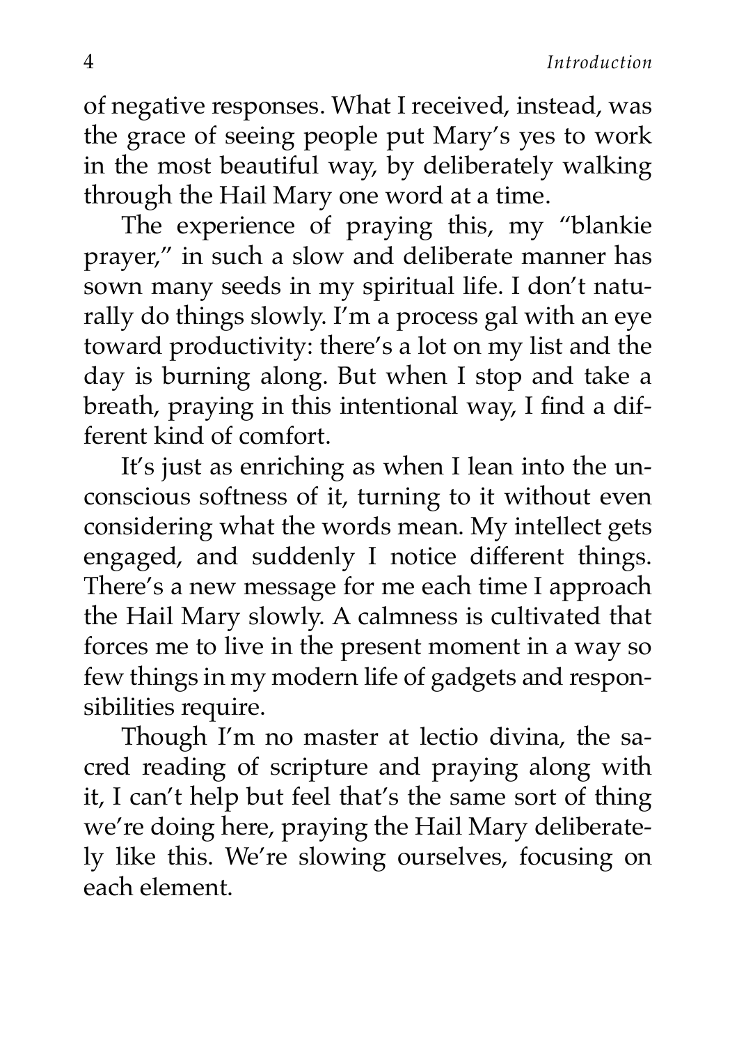of negative responses. What I received, instead, was the grace of seeing people put Mary's yes to work in the most beautiful way, by deliberately walking through the Hail Mary one word at a time.

The experience of praying this, my "blankie prayer," in such a slow and deliberate manner has sown many seeds in my spiritual life. I don't naturally do things slowly. I'm a process gal with an eye toward productivity: there's a lot on my list and the day is burning along. But when I stop and take a breath, praying in this intentional way, I find a different kind of comfort.

It's just as enriching as when I lean into the unconscious softness of it, turning to it without even considering what the words mean. My intellect gets engaged, and suddenly I notice different things. There's a new message for me each time I approach the Hail Mary slowly. A calmness is cultivated that forces me to live in the present moment in a way so few things in my modern life of gadgets and responsibilities require.

Though I'm no master at lectio divina, the sacred reading of scripture and praying along with it, I can't help but feel that's the same sort of thing we're doing here, praying the Hail Mary deliberately like this. We're slowing ourselves, focusing on each element.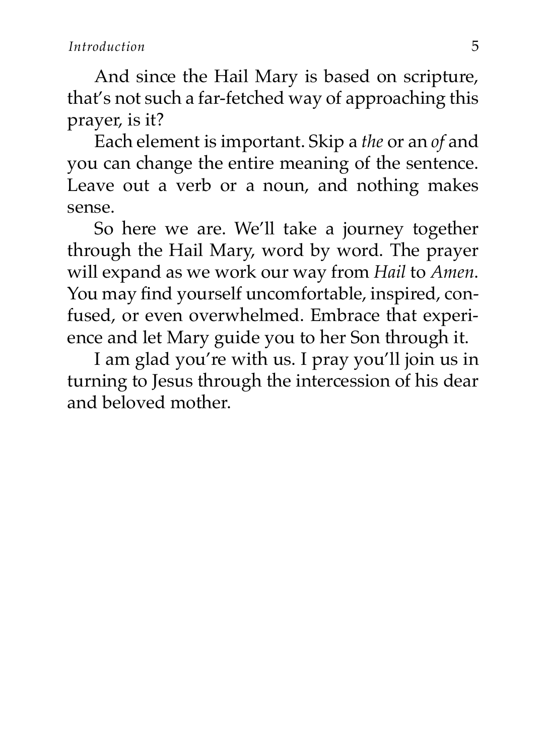And since the Hail Mary is based on scripture, that's not such a far-fetched way of approaching this prayer, is it?

Each element is important. Skip a *the* or an *of* and you can change the entire meaning of the sentence. Leave out a verb or a noun, and nothing makes sense.

So here we are. We'll take a journey together through the Hail Mary, word by word. The prayer will expand as we work our way from *Hail* to *Amen*. You may find yourself uncomfortable, inspired, confused, or even overwhelmed. Embrace that experience and let Mary guide you to her Son through it.

I am glad you're with us. I pray you'll join us in turning to Jesus through the intercession of his dear and beloved mother.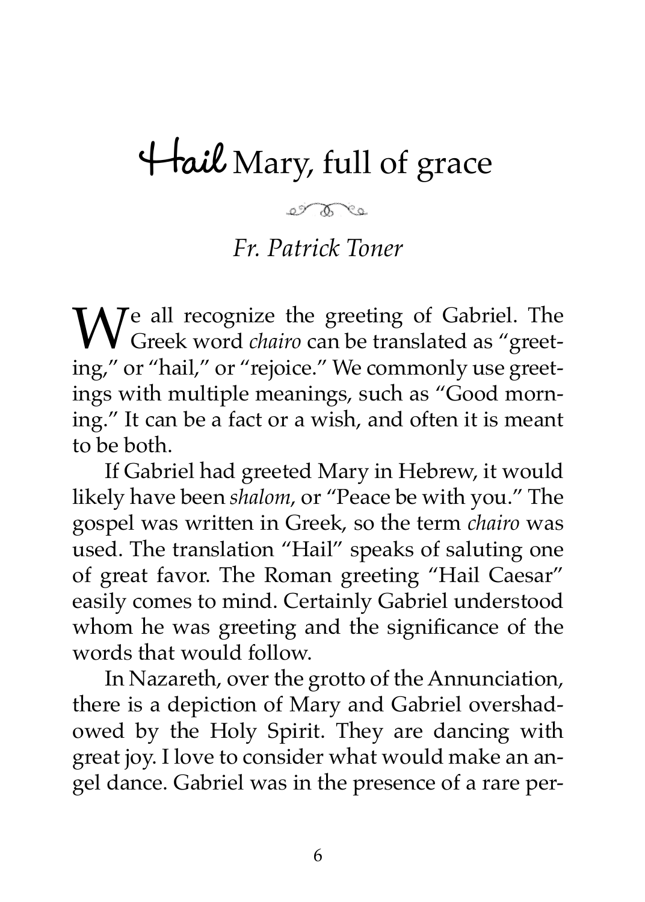# Hail Mary, full of grace

*Fr. Patrick Toner*

We all recognize the greeting of Gabriel. The Greek word *chairo* can be translated as "greeting," or "hail," or "rejoice." We commonly use greetings with multiple meanings, such as "Good morning." It can be a fact or a wish, and often it is meant to be both.

If Gabriel had greeted Mary in Hebrew, it would likely have been *shalom*, or "Peace be with you." The gospel was written in Greek, so the term *chairo* was used. The translation "Hail" speaks of saluting one of great favor. The Roman greeting "Hail Caesar" easily comes to mind. Certainly Gabriel understood whom he was greeting and the significance of the words that would follow.

In Nazareth, over the grotto of the Annunciation, there is a depiction of Mary and Gabriel overshadowed by the Holy Spirit. They are dancing with great joy. I love to consider what would make an angel dance. Gabriel was in the presence of a rare per-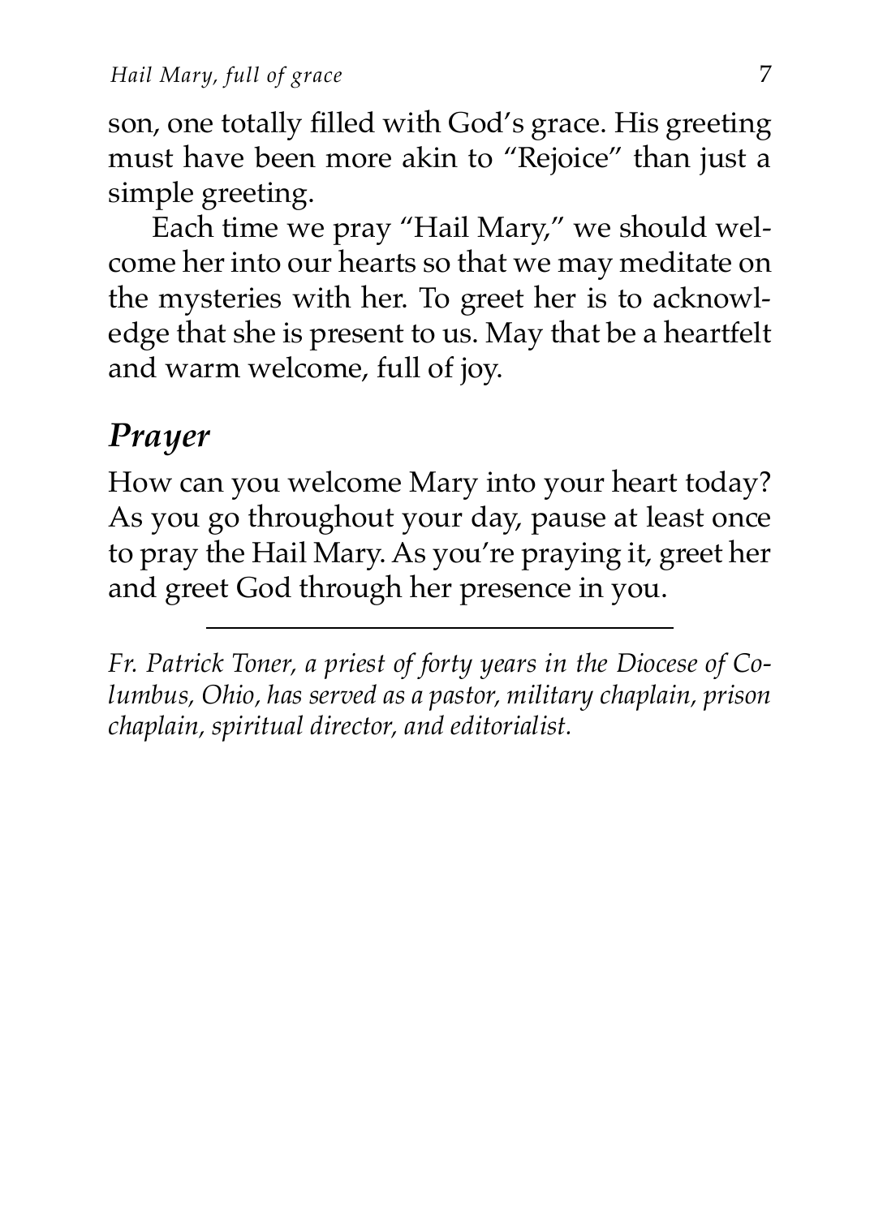son, one totally filled with God's grace. His greeting must have been more akin to "Rejoice" than just a simple greeting.

Each time we pray "Hail Mary," we should welcome her into our hearts so that we may meditate on the mysteries with her. To greet her is to acknowledge that she is present to us. May that be a heartfelt and warm welcome, full of joy.

## *Prayer*

How can you welcome Mary into your heart today? As you go throughout your day, pause at least once to pray the Hail Mary. As you're praying it, greet her and greet God through her presence in you.

---

*Fr. Patrick Toner, a priest of forty years in the Diocese of Columbus, Ohio, has served as a pastor, military chaplain, prison chaplain, spiritual director, and editorialist.*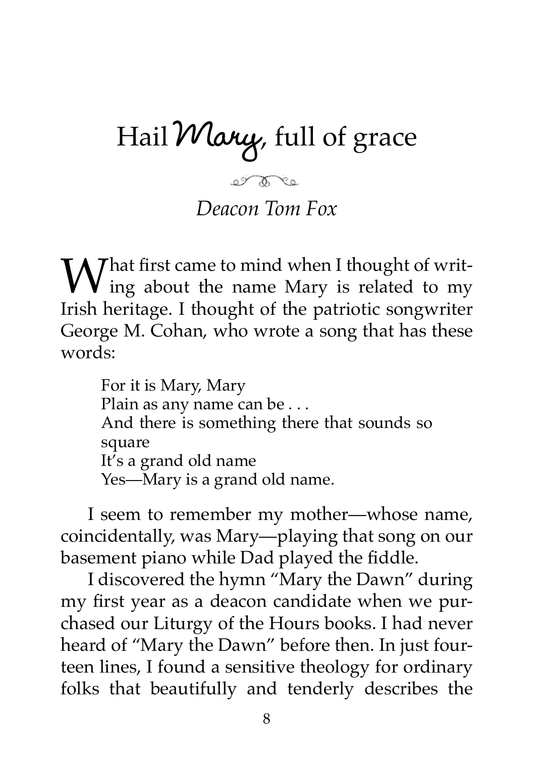# Hail *Mary*, full of grace

*Deacon Tom Fox*

What first came to mind when I thought of writing about the name Mary is related to my Irish heritage. I thought of the patriotic songwriter George M. Cohan, who wrote a song that has these words:

> For it is Mary, Mary
> Plain as any name can be . . .
> And there is something there that sounds so square
> It's a grand old name
> Yes—Mary is a grand old name.

I seem to remember my mother—whose name, coincidentally, was Mary—playing that song on our basement piano while Dad played the fiddle.

I discovered the hymn "Mary the Dawn" during my first year as a deacon candidate when we purchased our Liturgy of the Hours books. I had never heard of "Mary the Dawn" before then. In just fourteen lines, I found a sensitive theology for ordinary folks that beautifully and tenderly describes the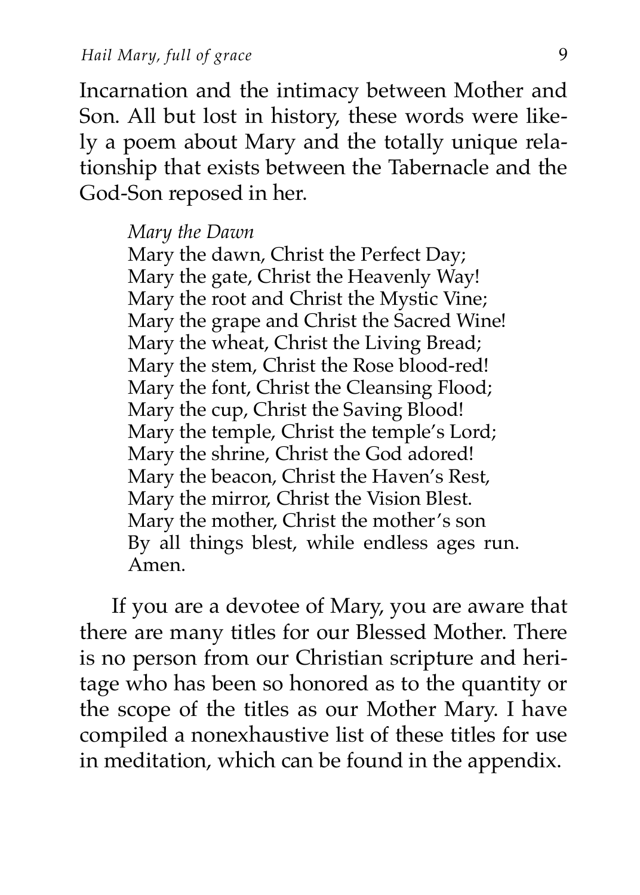Incarnation and the intimacy between Mother and Son. All but lost in history, these words were likely a poem about Mary and the totally unique relationship that exists between the Tabernacle and the God-Son reposed in her.

> *Mary the Dawn*
> Mary the dawn, Christ the Perfect Day;
> Mary the gate, Christ the Heavenly Way!
> Mary the root and Christ the Mystic Vine;
> Mary the grape and Christ the Sacred Wine!
> Mary the wheat, Christ the Living Bread;
> Mary the stem, Christ the Rose blood-red!
> Mary the font, Christ the Cleansing Flood;
> Mary the cup, Christ the Saving Blood!
> Mary the temple, Christ the temple's Lord;
> Mary the shrine, Christ the God adored!
> Mary the beacon, Christ the Haven's Rest,
> Mary the mirror, Christ the Vision Blest.
> Mary the mother, Christ the mother's son
> By all things blest, while endless ages run.
> Amen.

If you are a devotee of Mary, you are aware that there are many titles for our Blessed Mother. There is no person from our Christian scripture and heritage who has been so honored as to the quantity or the scope of the titles as our Mother Mary. I have compiled a nonexhaustive list of these titles for use in meditation, which can be found in the appendix.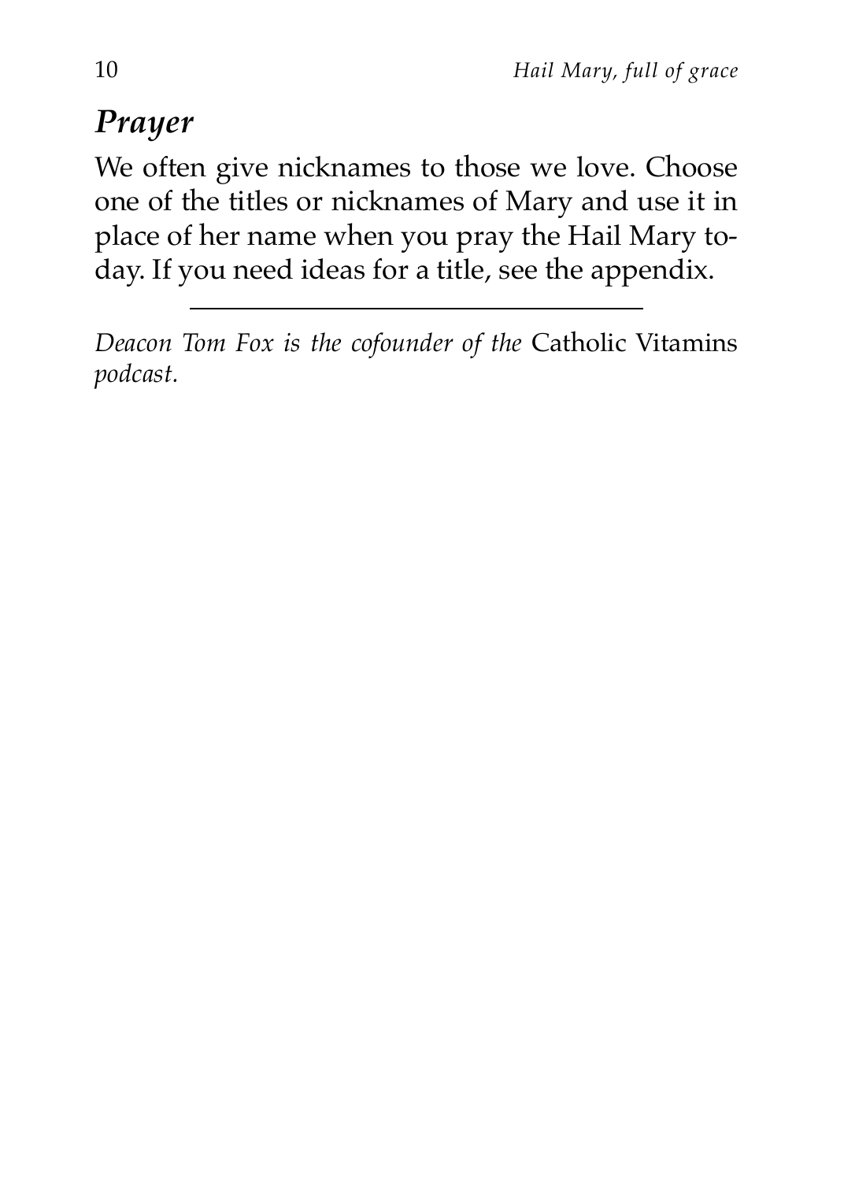## *Prayer*

We often give nicknames to those we love. Choose one of the titles or nicknames of Mary and use it in place of her name when you pray the Hail Mary today. If you need ideas for a title, see the appendix.

---

*Deacon Tom Fox is the cofounder of the* Catholic Vitamins *podcast.*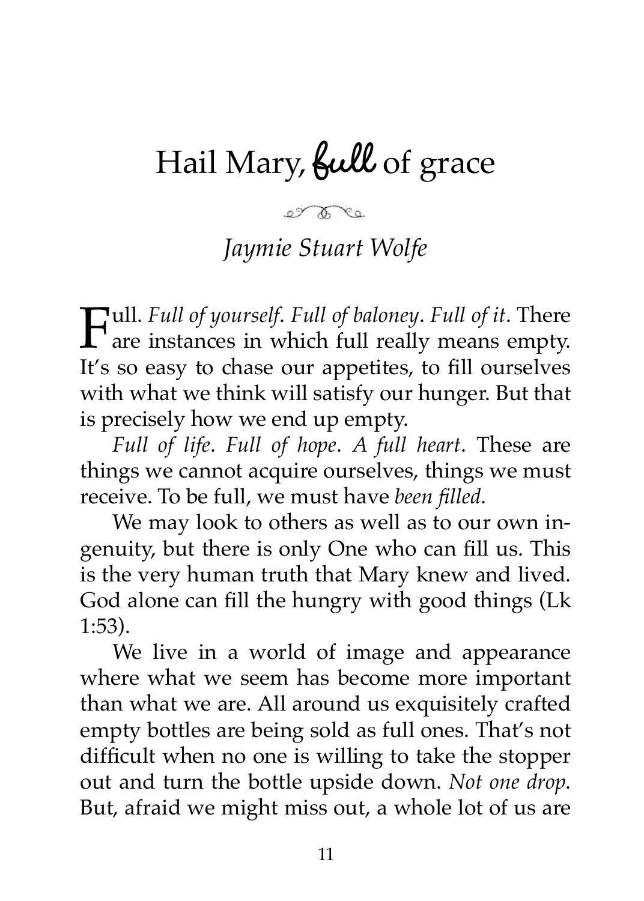# Hail Mary, *full* of grace

*Jaymie Stuart Wolfe*

Full. *Full of yourself*. *Full of baloney*. *Full of it*. There are instances in which full really means empty. It's so easy to chase our appetites, to fill ourselves with what we think will satisfy our hunger. But that is precisely how we end up empty.

*Full of life*. *Full of hope*. *A full heart*. These are things we cannot acquire ourselves, things we must receive. To be full, we must have *been filled*.

We may look to others as well as to our own ingenuity, but there is only One who can fill us. This is the very human truth that Mary knew and lived. God alone can fill the hungry with good things (Lk 1:53).

We live in a world of image and appearance where what we seem has become more important than what we are. All around us exquisitely crafted empty bottles are being sold as full ones. That's not difficult when no one is willing to take the stopper out and turn the bottle upside down. *Not one drop*. But, afraid we might miss out, a whole lot of us are